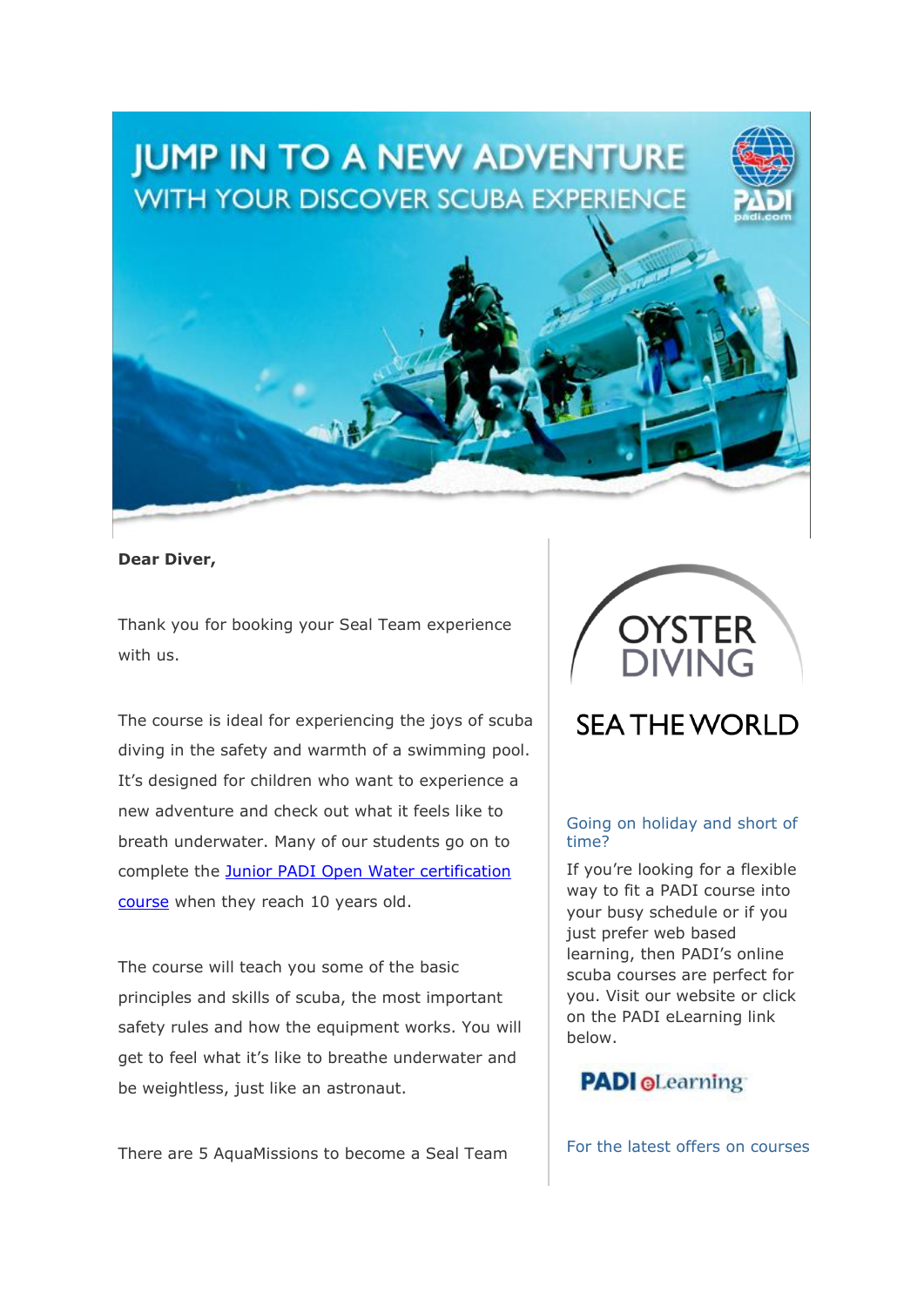# JUMP IN TO A NEW ADVENTURE

## WITH YOUR DISCOVER SCUBA EXPERIENCE

**Dear Diver,**

Thank you for booking your Seal Team experience with us.

The course is ideal for experiencing the joys of scuba diving in the safety and warmth of a swimming pool. It's designed for children who want to experience a new adventure and check out what it feels like to breath underwater. Many of our students go on to complete the [Junior PADI Open Water certification course]() when they reach 10 years old.

The course will teach you some of the basic principles and skills of scuba, the most important safety rules and how the equipment works. You will get to feel what it's like to breathe underwater and be weightless, just like an astronaut.

There are 5 AquaMissions to become a Seal Team

OYSTER DIVING

SEA THE WORLD

### Going on holiday and short of time?

If you're looking for a flexible way to fit a PADI course into your busy schedule or if you just prefer web based learning, then PADI's online scuba courses are perfect for you. Visit our website or click on the PADI eLearning link below.

PADI eLearning

For the latest offers on courses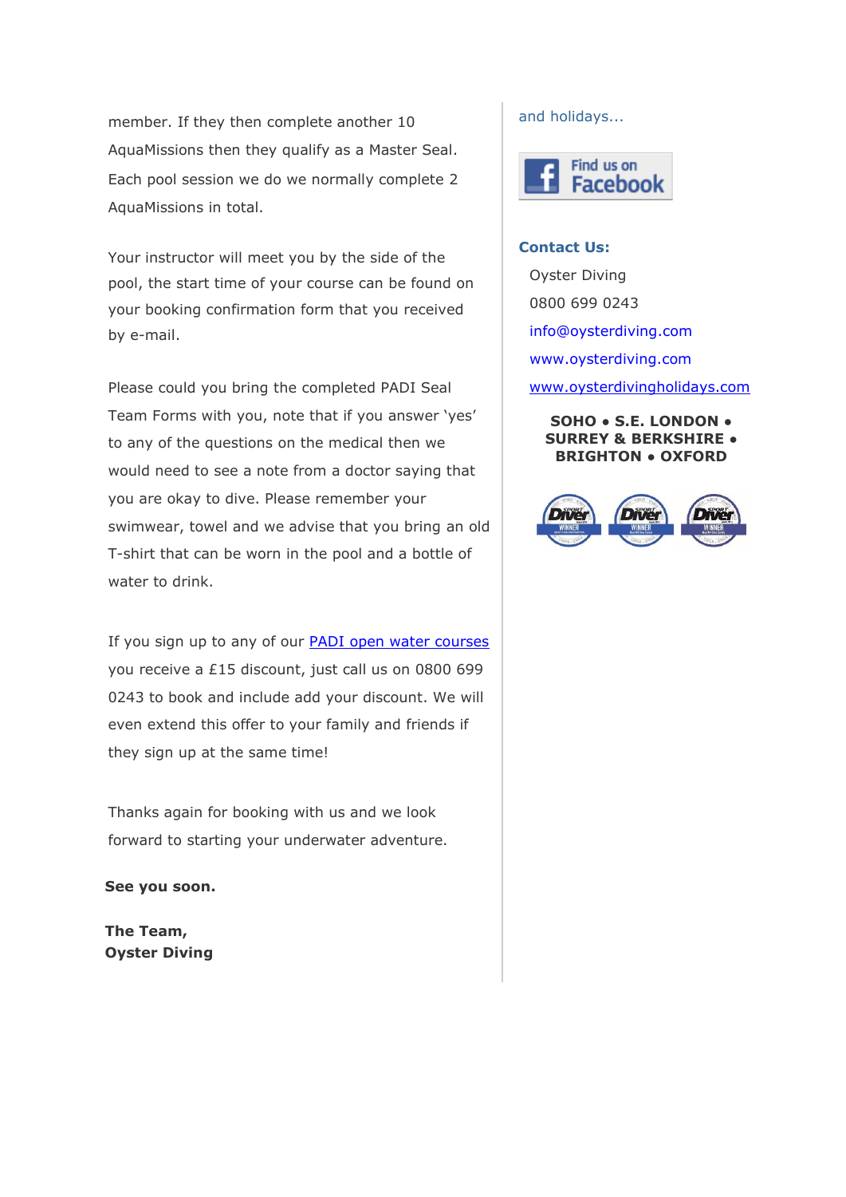member. If they then complete another 10 AquaMissions then they qualify as a Master Seal. Each pool session we do we normally complete 2 AquaMissions in total.

Your instructor will meet you by the side of the pool, the start time of your course can be found on your booking confirmation form that you received by e-mail.

Please could you bring the completed PADI Seal Team Forms with you, note that if you answer 'yes' to any of the questions on the medical then we would need to see a note from a doctor saying that you are okay to dive. Please remember your swimwear, towel and we advise that you bring an old T-shirt that can be worn in the pool and a bottle of water to drink.

If you sign up to any of our [PADI open water courses] you receive a £15 discount, just call us on 0800 699 0243 to book and include add your discount. We will even extend this offer to your family and friends if they sign up at the same time!

Thanks again for booking with us and we look forward to starting your underwater adventure.

**See you soon.**

**The Team,**
**Oyster Diving**

and holidays...

Find us on Facebook

**Contact Us:**

Oyster Diving
0800 699 0243
info@oysterdiving.com
www.oysterdiving.com
www.oysterdivingholidays.com

**SOHO • S.E. LONDON • SURREY & BERKSHIRE • BRIGHTON • OXFORD**